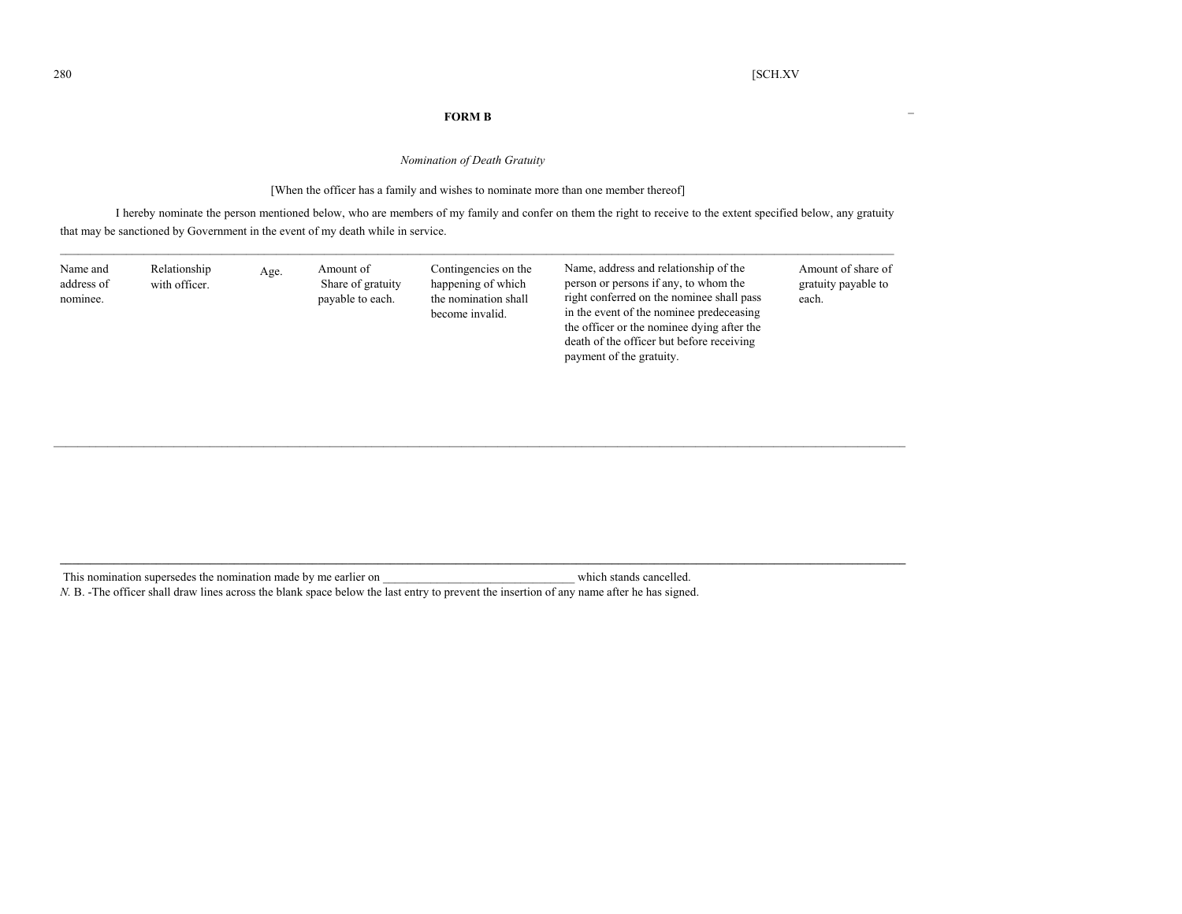**FORM B**

*Nomination of Death Gratuity*

[When the officer has a family and wishes to nominate more than one member thereof]

I hereby nominate the person mentioned below, who are members of my family and confer on them the right to receive to the extent specified below, any gratuity that may be sanctioned by Government in the event of my death while in service.

| Name and address of nominee. | Relationship with officer. | Age. | Amount of Share of gratuity payable to each. | Contingencies on the happening of which the nomination shall become invalid. | Name, address and relationship of the person or persons if any, to whom the right conferred on the nominee shall pass in the event of the nominee predeceasing the officer or the nominee dying after the death of the officer but before receiving payment of the gratuity. | Amount of share of gratuity payable to each. |
|---|---|---|---|---|---|---|
| | | | | | | |

This nomination supersedes the nomination made by me earlier on ________________________________ which stands cancelled.

*N.* B. -The officer shall draw lines across the blank space below the last entry to prevent the insertion of any name after he has signed.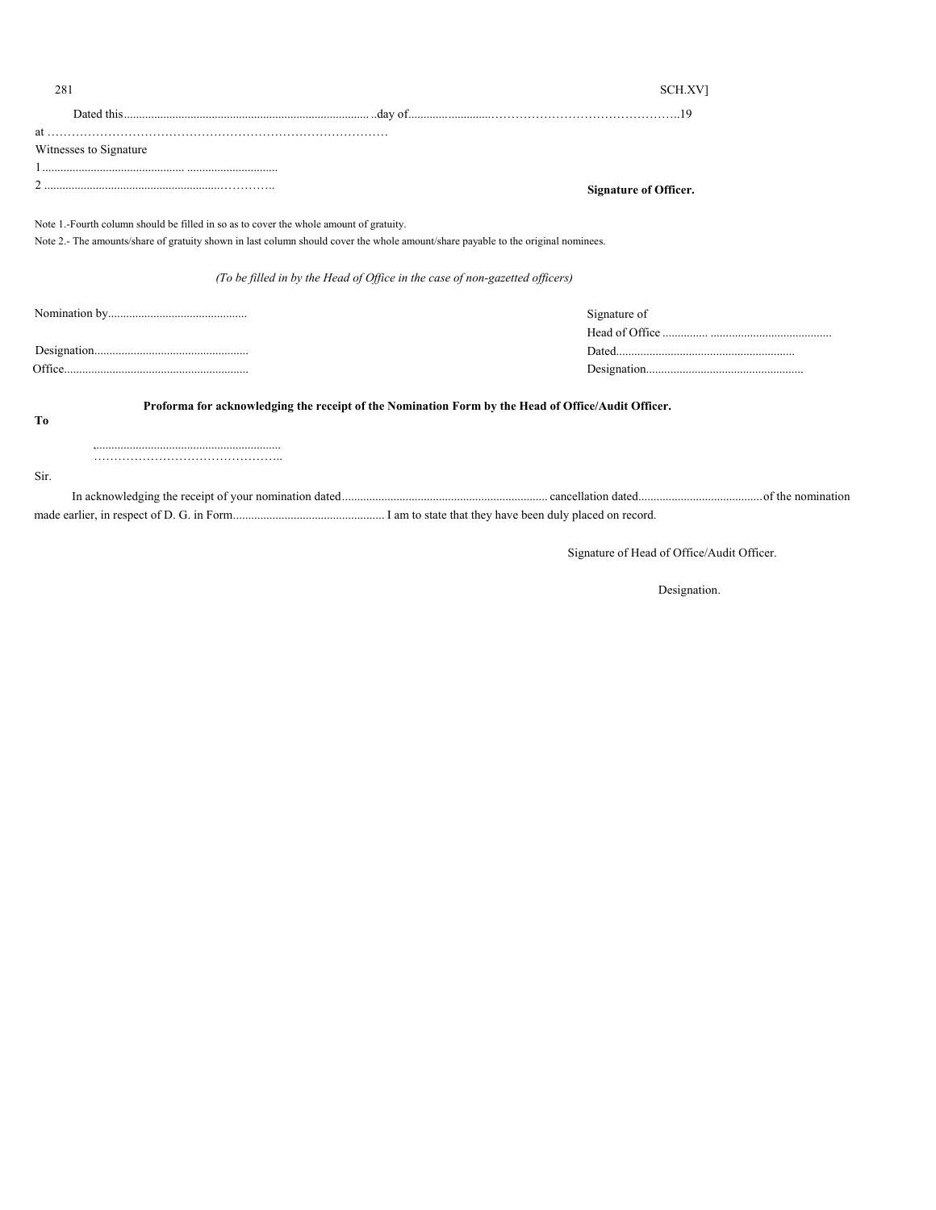Dated this.................................................................................. ..day of...........................……………………………………..19

at ………………………………………………………………………….

Witnesses to Signature

1............................................... ..............................

2 .........................................................…………..

**Signature of Officer.**

Note 1.-Fourth column should be filled in so as to cover the whole amount of gratuity.

Note 2.- The amounts/share of gratuity shown in last column should cover the whole amount/share payable to the original nominees.

*(To be filled in by the Head of Office in the case of non-gazetted officers)*

Nomination by.............................................

Designation..................................................

Office............................................................

Signature of
Head of Office ............... ........................................

Dated...........................................................

Designation....................................................

**Proforma for acknowledging the receipt of the Nomination Form by the Head of Office/Audit Officer.**

**To**

.............................................................
………………………………………..

Sir.

In acknowledging the receipt of your nomination dated.................................................................... cancellation dated.........................................of the nomination made earlier, in respect of D. G. in Form................................................. I am to state that they have been duly placed on record.

Signature of Head of Office/Audit Officer.

Designation.